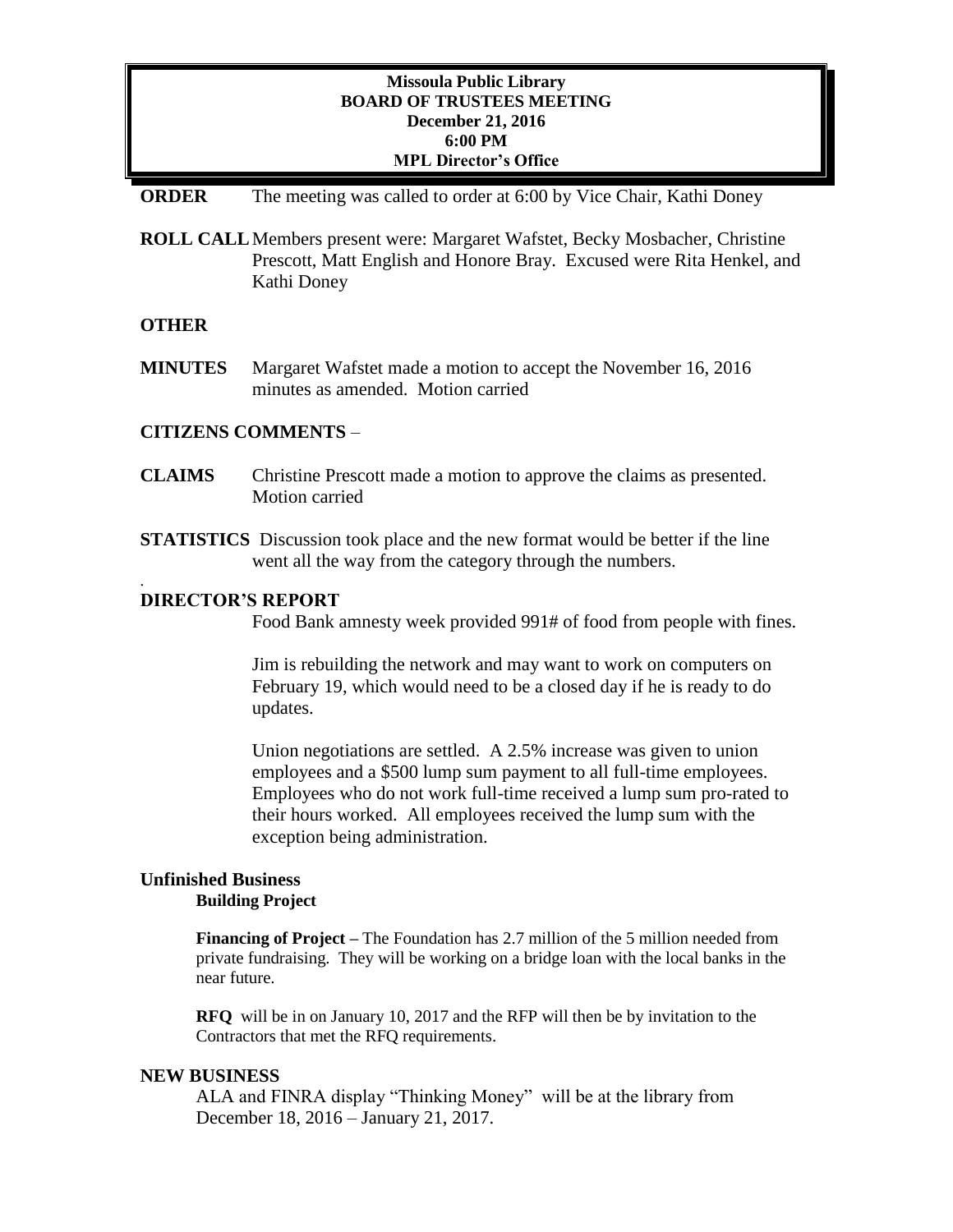**Missoula Public Library**
**BOARD OF TRUSTEES MEETING**
**December 21, 2016**
**6:00 PM**
**MPL Director's Office**

**ORDER** The meeting was called to order at 6:00 by Vice Chair, Kathi Doney

**ROLL CALL** Members present were: Margaret Wafstet, Becky Mosbacher, Christine Prescott, Matt English and Honore Bray. Excused were Rita Henkel, and Kathi Doney

**OTHER**

**MINUTES** Margaret Wafstet made a motion to accept the November 16, 2016 minutes as amended. Motion carried

**CITIZENS COMMENTS** –

**CLAIMS** Christine Prescott made a motion to approve the claims as presented. Motion carried

**STATISTICS** Discussion took place and the new format would be better if the line went all the way from the category through the numbers.

.

**DIRECTOR'S REPORT**

Food Bank amnesty week provided 991# of food from people with fines.

Jim is rebuilding the network and may want to work on computers on February 19, which would need to be a closed day if he is ready to do updates.

Union negotiations are settled. A 2.5% increase was given to union employees and a $500 lump sum payment to all full-time employees. Employees who do not work full-time received a lump sum pro-rated to their hours worked. All employees received the lump sum with the exception being administration.

**Unfinished Business**

**Building Project**

**Financing of Project –** The Foundation has 2.7 million of the 5 million needed from private fundraising. They will be working on a bridge loan with the local banks in the near future.

**RFQ** will be in on January 10, 2017 and the RFP will then be by invitation to the Contractors that met the RFQ requirements.

**NEW BUSINESS**

ALA and FINRA display "Thinking Money" will be at the library from December 18, 2016 – January 21, 2017.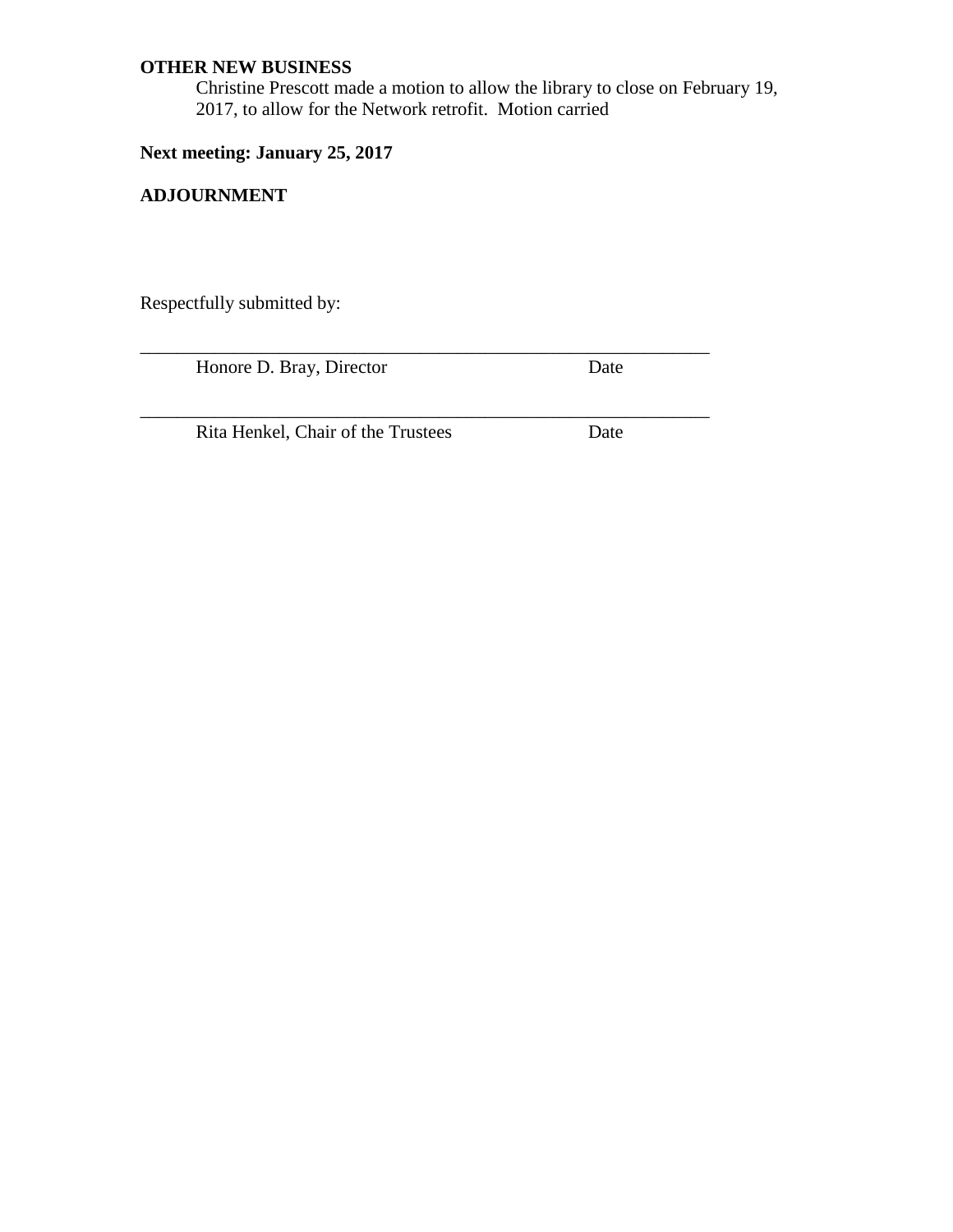**OTHER NEW BUSINESS**

Christine Prescott made a motion to allow the library to close on February 19, 2017, to allow for the Network retrofit. Motion carried

**Next meeting: January 25, 2017**

**ADJOURNMENT**

Respectfully submitted by:

_______________________________________________________________

Honore D. Bray, Director Date

_______________________________________________________________

Rita Henkel, Chair of the Trustees Date